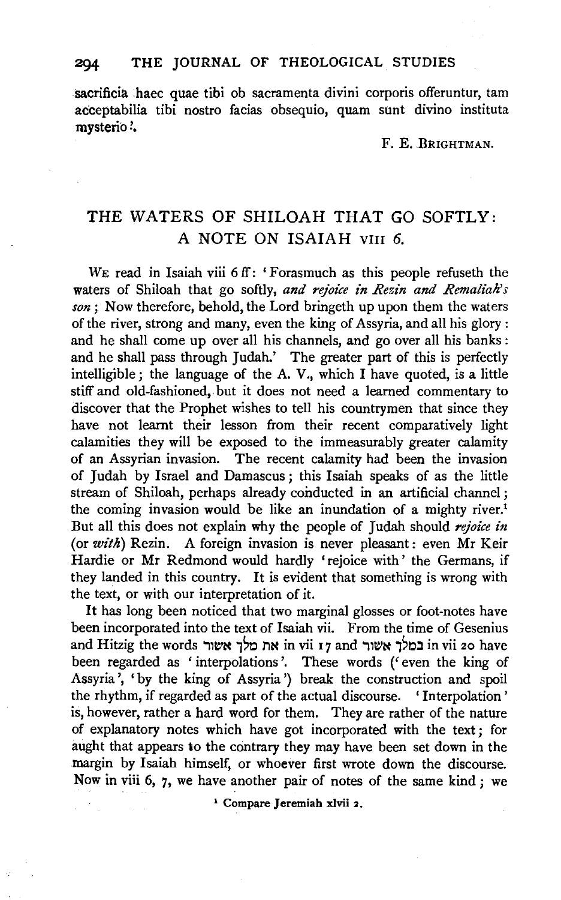sacrificia haec quae tibi ob sacramenta divini corporis offeruntur, tam acceptabilia tibi nostro facias obsequio, quam sunt divino instituta mysterio.

F. E. BRIGHTMAN.

## THE WATERS OF SHILOAH THAT GO SOFTLY: A NOTE ON ISAIAH VIII 6.

WE read in Isaiah viii 6 ff: 'Forasmuch as this people refuseth the waters of Shiloah that go softly, *and rejoice in Rezin and Remaliah's son*; Now therefore, behold, the Lord bringeth up upon them the waters of the river, strong and many, even the king of Assyria, and all his glory: and he shall come up over all his channels, and go over all his banks: and he shall pass through Judah.' The greater part of this is perfectly intelligible; the language of the A. V., which I have quoted, is a little stiff and old-fashioned, but it does not need a learned commentary to discover that the Prophet wishes to tell his countrymen that since they have not learnt their lesson from their recent comparatively light calamities they will be exposed to the immeasurably greater calamity of an Assyrian invasion. The recent calamity had been the invasion of Judah by Israel and Damascus; this Isaiah speaks of as the little stream of Shiloah, perhaps already conducted in an artificial channel; the coming invasion would be like an inundation of a mighty river.[1] But all this does not explain why the people of Judah should *rejoice in* (or *with*) Rezin. A foreign invasion is never pleasant: even Mr Keir Hardie or Mr Redmond would hardly 'rejoice with' the Germans, if they landed in this country. It is evident that something is wrong with the text, or with our interpretation of it.

It has long been noticed that two marginal glosses or foot-notes have been incorporated into the text of Isaiah vii. From the time of Gesenius and Hitzig the words את מלך אשור in vii 17 and במלך אשור in vii 20 have been regarded as 'interpolations'. These words ('even the king of Assyria', 'by the king of Assyria') break the construction and spoil the rhythm, if regarded as part of the actual discourse. 'Interpolation' is, however, rather a hard word for them. They are rather of the nature of explanatory notes which have got incorporated with the text; for aught that appears to the contrary they may have been set down in the margin by Isaiah himself, or whoever first wrote down the discourse. Now in viii 6, 7, we have another pair of notes of the same kind; we

[1] Compare Jeremiah xlvii 2.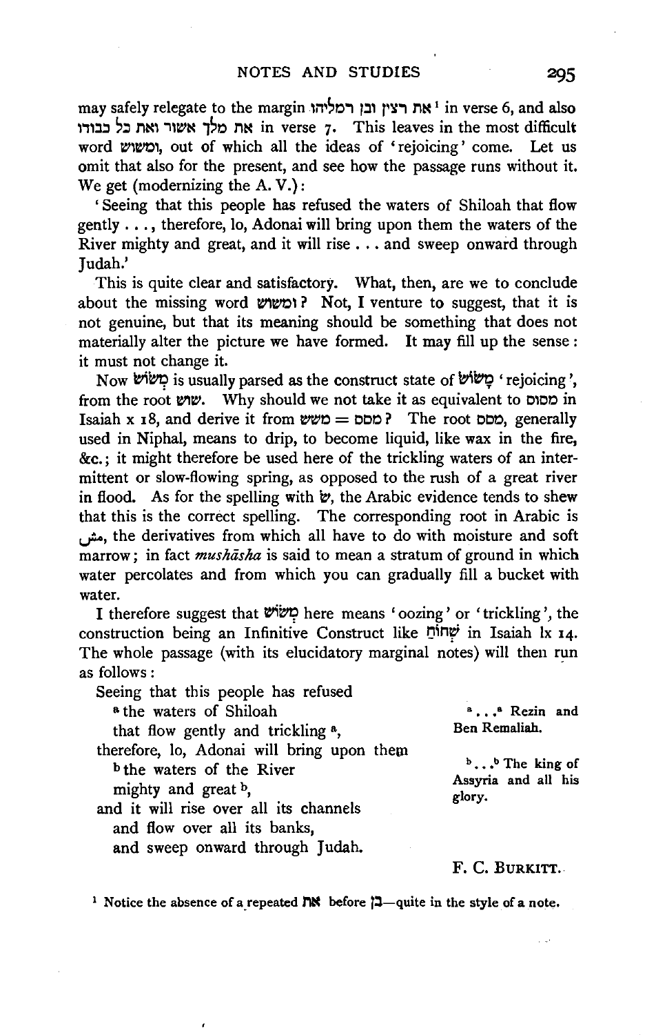may safely relegate to the margin את רצין ובן רמליהו[1] in verse 6, and also את מלך אשור ואת כל כבודו in verse 7. This leaves in the most difficult word ומשוש, out of which all the ideas of 'rejoicing' come. Let us omit that also for the present, and see how the passage runs without it. We get (modernizing the A. V.):

'Seeing that this people has refused the waters of Shiloah that flow gently . . ., therefore, lo, Adonai will bring upon them the waters of the River mighty and great, and it will rise . . . and sweep onward through Judah.'

This is quite clear and satisfactory. What, then, are we to conclude about the missing word ומשוש? Not, I venture to suggest, that it is not genuine, but that its meaning should be something that does not materially alter the picture we have formed. It may fill up the sense: it must not change it.

Now מְשׂוֹשׂ is usually parsed as the construct state of מָשׂוֹשׂ 'rejoicing', from the root שוש. Why should we not take it as equivalent to מסוס in Isaiah x 18, and derive it from משש = מסס? The root מסס, generally used in Niphal, means to drip, to become liquid, like wax in the fire, &c.; it might therefore be used here of the trickling waters of an intermittent or slow-flowing spring, as opposed to the rush of a great river in flood. As for the spelling with שׂ, the Arabic evidence tends to shew that this is the correct spelling. The corresponding root in Arabic is مش, the derivatives from which all have to do with moisture and soft marrow; in fact *mushāsha* is said to mean a stratum of ground in which water percolates and from which you can gradually fill a bucket with water.

I therefore suggest that מְשׂוֹשׂ here means 'oozing' or 'trickling', the construction being an Infinitive Construct like שְׁחוֹחַ in Isaiah lx 14. The whole passage (with its elucidatory marginal notes) will then run as follows:

Seeing that this people has refused
  [a]the waters of Shiloah
  that flow gently and trickling[a],
therefore, lo, Adonai will bring upon them
  [b]the waters of the River
  mighty and great[b],
and it will rise over all its channels
  and flow over all its banks,
  and sweep onward through Judah.

[a] . . . [a] Rezin and Ben Remaliah.

[b] . . . [b] The king of Assyria and all his glory.

F. C. BURKITT.

[1] Notice the absence of a repeated את before בן—quite in the style of a note.